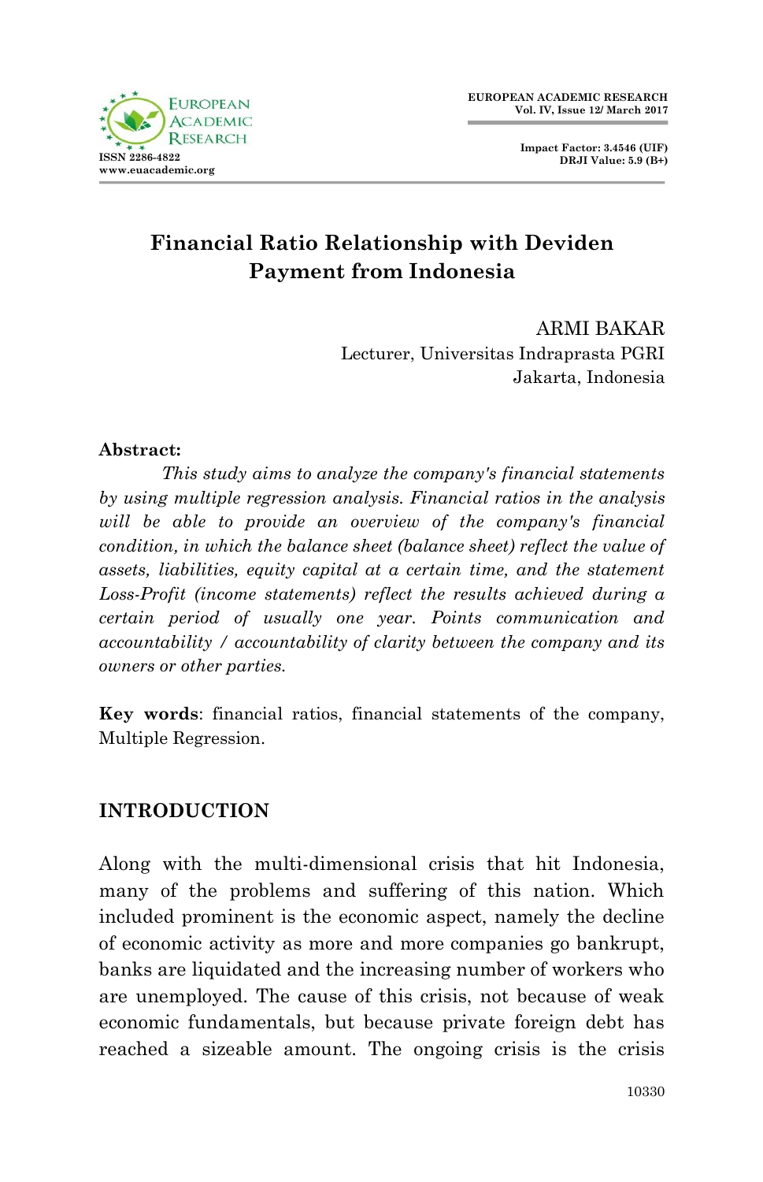# Financial Ratio Relationship with Deviden Payment from Indonesia

ARMI BAKAR
Lecturer, Universitas Indraprasta PGRI
Jakarta, Indonesia

**Abstract:**

*This study aims to analyze the company's financial statements by using multiple regression analysis. Financial ratios in the analysis will be able to provide an overview of the company's financial condition, in which the balance sheet (balance sheet) reflect the value of assets, liabilities, equity capital at a certain time, and the statement Loss-Profit (income statements) reflect the results achieved during a certain period of usually one year. Points communication and accountability / accountability of clarity between the company and its owners or other parties.*

**Key words**: financial ratios, financial statements of the company, Multiple Regression.

## INTRODUCTION

Along with the multi-dimensional crisis that hit Indonesia, many of the problems and suffering of this nation. Which included prominent is the economic aspect, namely the decline of economic activity as more and more companies go bankrupt, banks are liquidated and the increasing number of workers who are unemployed. The cause of this crisis, not because of weak economic fundamentals, but because private foreign debt has reached a sizeable amount. The ongoing crisis is the crisis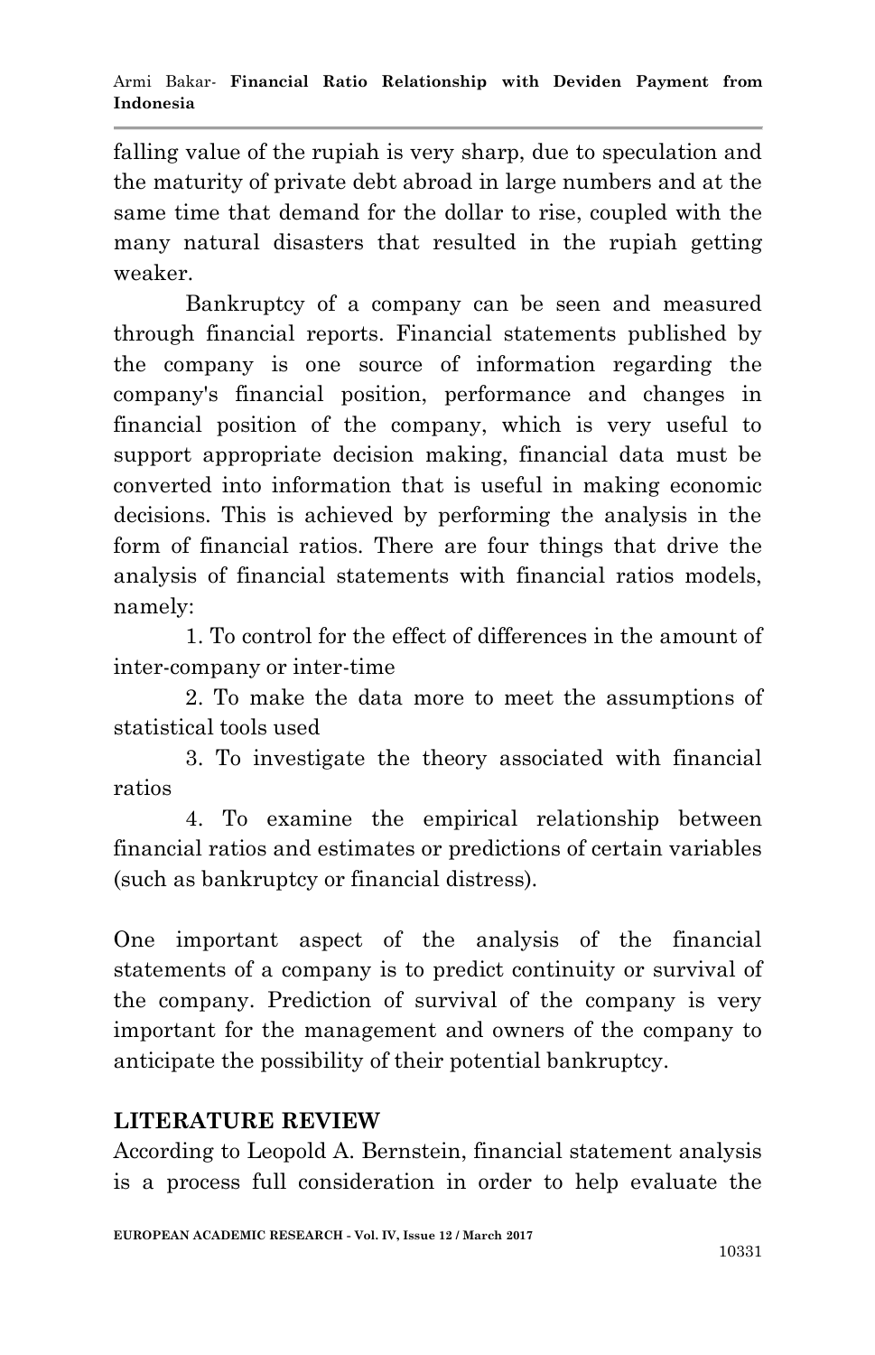falling value of the rupiah is very sharp, due to speculation and the maturity of private debt abroad in large numbers and at the same time that demand for the dollar to rise, coupled with the many natural disasters that resulted in the rupiah getting weaker.

Bankruptcy of a company can be seen and measured through financial reports. Financial statements published by the company is one source of information regarding the company's financial position, performance and changes in financial position of the company, which is very useful to support appropriate decision making, financial data must be converted into information that is useful in making economic decisions. This is achieved by performing the analysis in the form of financial ratios. There are four things that drive the analysis of financial statements with financial ratios models, namely:

1. To control for the effect of differences in the amount of inter-company or inter-time
2. To make the data more to meet the assumptions of statistical tools used
3. To investigate the theory associated with financial ratios
4. To examine the empirical relationship between financial ratios and estimates or predictions of certain variables (such as bankruptcy or financial distress).

One important aspect of the analysis of the financial statements of a company is to predict continuity or survival of the company. Prediction of survival of the company is very important for the management and owners of the company to anticipate the possibility of their potential bankruptcy.

## LITERATURE REVIEW

According to Leopold A. Bernstein, financial statement analysis is a process full consideration in order to help evaluate the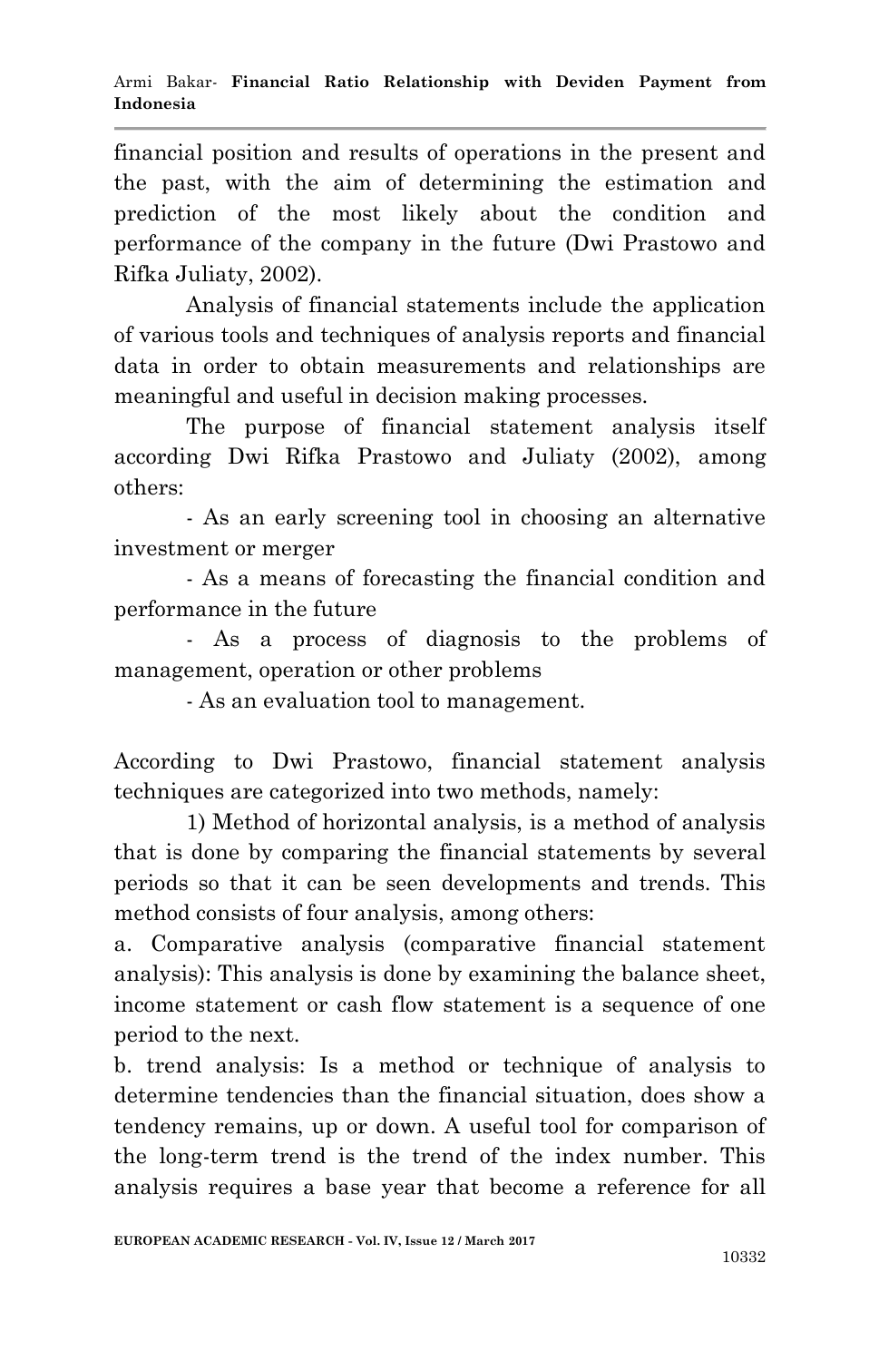financial position and results of operations in the present and the past, with the aim of determining the estimation and prediction of the most likely about the condition and performance of the company in the future (Dwi Prastowo and Rifka Juliaty, 2002).

Analysis of financial statements include the application of various tools and techniques of analysis reports and financial data in order to obtain measurements and relationships are meaningful and useful in decision making processes.

The purpose of financial statement analysis itself according Dwi Rifka Prastowo and Juliaty (2002), among others:

- As an early screening tool in choosing an alternative investment or merger
- As a means of forecasting the financial condition and performance in the future
- As a process of diagnosis to the problems of management, operation or other problems
- As an evaluation tool to management.

According to Dwi Prastowo, financial statement analysis techniques are categorized into two methods, namely:

1) Method of horizontal analysis, is a method of analysis that is done by comparing the financial statements by several periods so that it can be seen developments and trends. This method consists of four analysis, among others:

a. Comparative analysis (comparative financial statement analysis): This analysis is done by examining the balance sheet, income statement or cash flow statement is a sequence of one period to the next.

b. trend analysis: Is a method or technique of analysis to determine tendencies than the financial situation, does show a tendency remains, up or down. A useful tool for comparison of the long-term trend is the trend of the index number. This analysis requires a base year that become a reference for all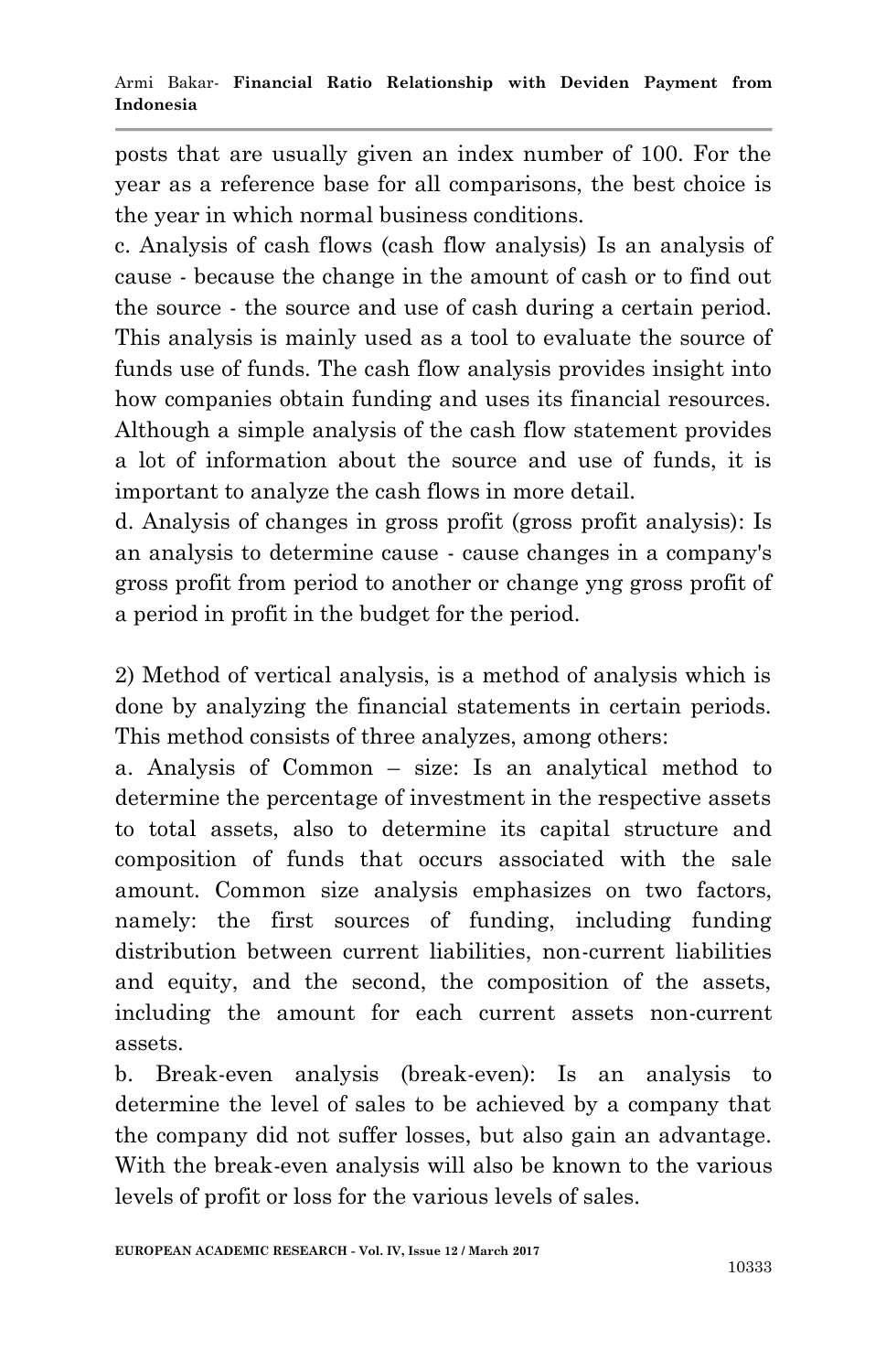posts that are usually given an index number of 100. For the year as a reference base for all comparisons, the best choice is the year in which normal business conditions.

c. Analysis of cash flows (cash flow analysis) Is an analysis of cause - because the change in the amount of cash or to find out the source - the source and use of cash during a certain period. This analysis is mainly used as a tool to evaluate the source of funds use of funds. The cash flow analysis provides insight into how companies obtain funding and uses its financial resources. Although a simple analysis of the cash flow statement provides a lot of information about the source and use of funds, it is important to analyze the cash flows in more detail.

d. Analysis of changes in gross profit (gross profit analysis): Is an analysis to determine cause - cause changes in a company's gross profit from period to another or change yng gross profit of a period in profit in the budget for the period.

2) Method of vertical analysis, is a method of analysis which is done by analyzing the financial statements in certain periods. This method consists of three analyzes, among others:

a. Analysis of Common – size: Is an analytical method to determine the percentage of investment in the respective assets to total assets, also to determine its capital structure and composition of funds that occurs associated with the sale amount. Common size analysis emphasizes on two factors, namely: the first sources of funding, including funding distribution between current liabilities, non-current liabilities and equity, and the second, the composition of the assets, including the amount for each current assets non-current assets.

b. Break-even analysis (break-even): Is an analysis to determine the level of sales to be achieved by a company that the company did not suffer losses, but also gain an advantage. With the break-even analysis will also be known to the various levels of profit or loss for the various levels of sales.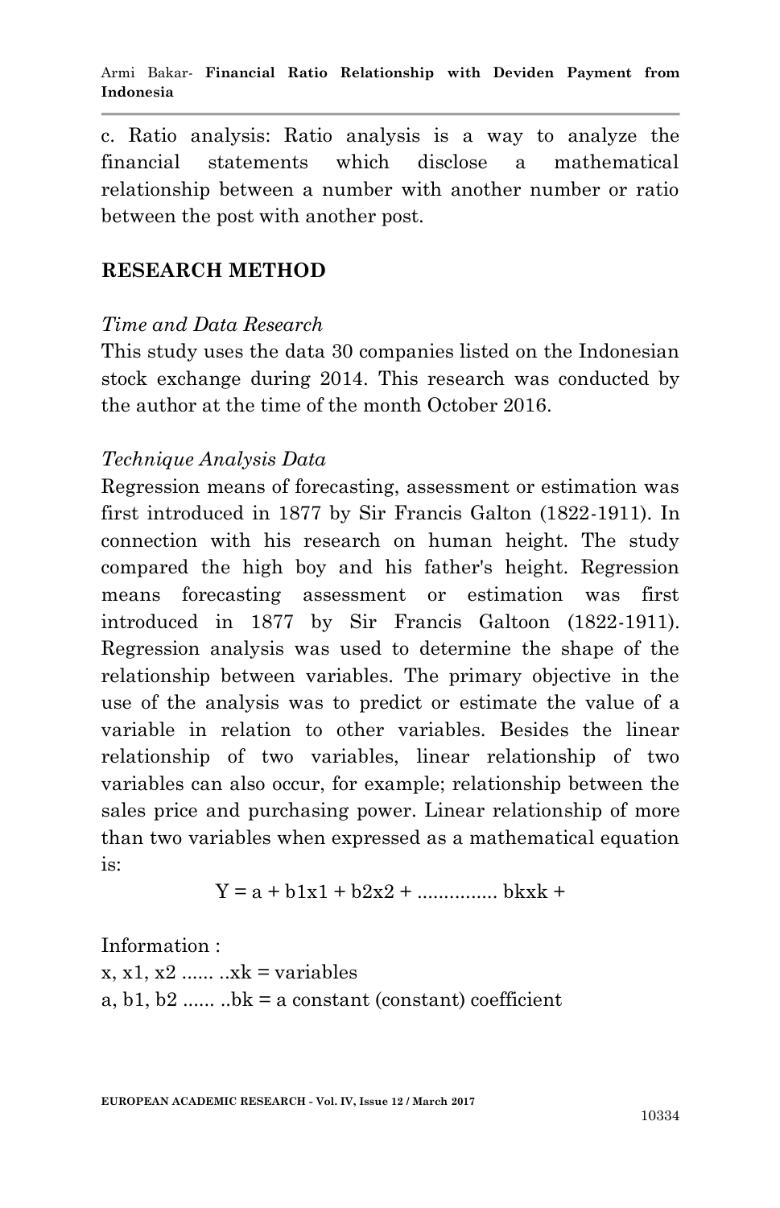c. Ratio analysis: Ratio analysis is a way to analyze the financial statements which disclose a mathematical relationship between a number with another number or ratio between the post with another post.

## RESEARCH METHOD

### *Time and Data Research*

This study uses the data 30 companies listed on the Indonesian stock exchange during 2014. This research was conducted by the author at the time of the month October 2016.

### *Technique Analysis Data*

Regression means of forecasting, assessment or estimation was first introduced in 1877 by Sir Francis Galton (1822-1911). In connection with his research on human height. The study compared the high boy and his father's height. Regression means forecasting assessment or estimation was first introduced in 1877 by Sir Francis Galtoon (1822-1911). Regression analysis was used to determine the shape of the relationship between variables. The primary objective in the use of the analysis was to predict or estimate the value of a variable in relation to other variables. Besides the linear relationship of two variables, linear relationship of two variables can also occur, for example; relationship between the sales price and purchasing power. Linear relationship of more than two variables when expressed as a mathematical equation is:

$$Y = a + b_1x_1 + b_2x_2 + \text{...............} \; b_kx_k +$$

Information :

$x, x_1, x_2$ ...... ..$x_k$ = variables

$a, b_1, b_2$ ...... ..$b_k$ = a constant (constant) coefficient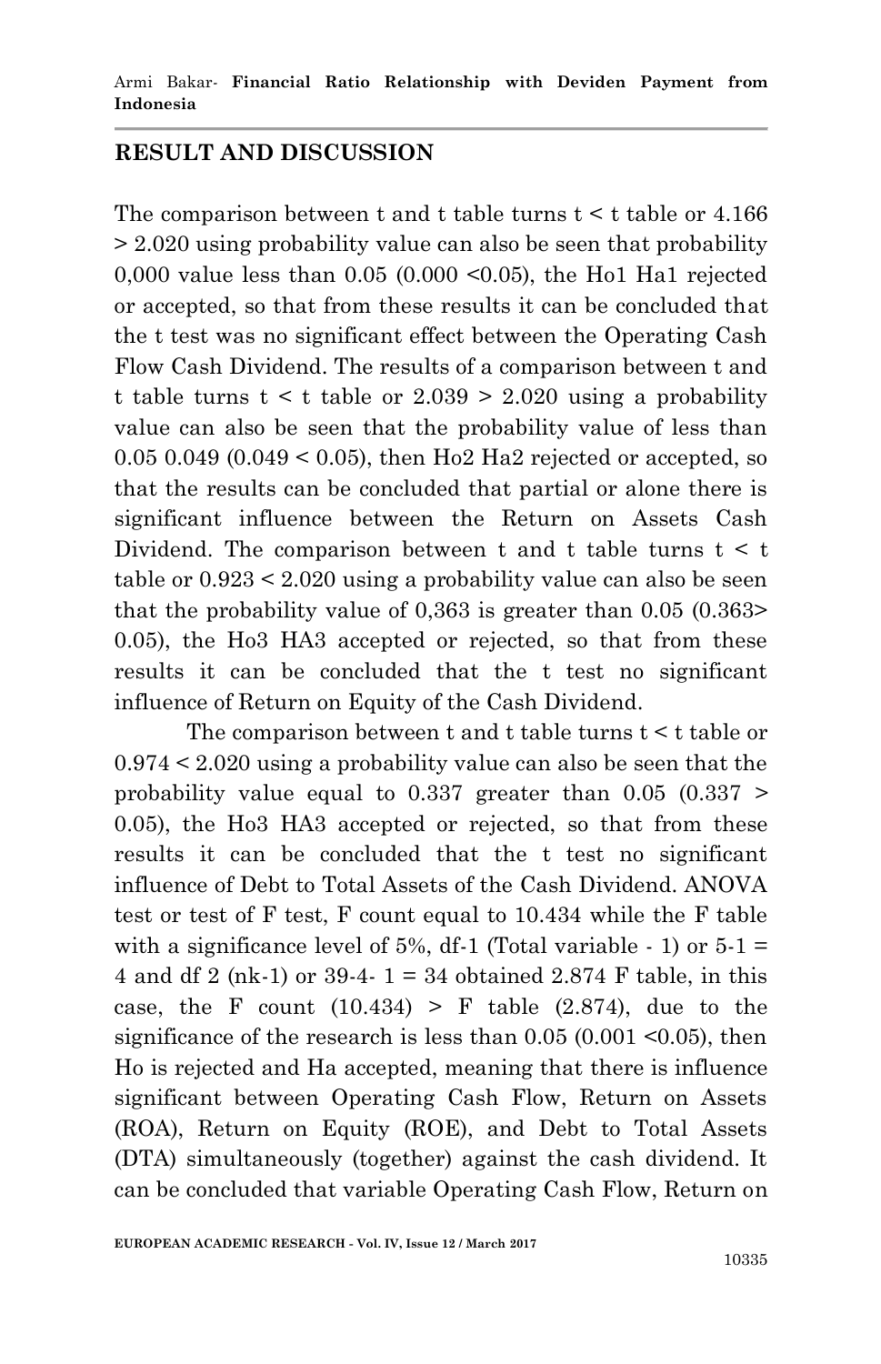## RESULT AND DISCUSSION

The comparison between t and t table turns t < t table or 4.166 > 2.020 using probability value can also be seen that probability 0,000 value less than 0.05 (0.000 <0.05), the Ho1 Ha1 rejected or accepted, so that from these results it can be concluded that the t test was no significant effect between the Operating Cash Flow Cash Dividend. The results of a comparison between t and t table turns t < t table or 2.039 > 2.020 using a probability value can also be seen that the probability value of less than 0.05 0.049 (0.049 < 0.05), then Ho2 Ha2 rejected or accepted, so that the results can be concluded that partial or alone there is significant influence between the Return on Assets Cash Dividend. The comparison between t and t table turns t < t table or 0.923 < 2.020 using a probability value can also be seen that the probability value of 0,363 is greater than 0.05 (0.363> 0.05), the Ho3 HA3 accepted or rejected, so that from these results it can be concluded that the t test no significant influence of Return on Equity of the Cash Dividend.

The comparison between t and t table turns t < t table or 0.974 < 2.020 using a probability value can also be seen that the probability value equal to 0.337 greater than 0.05 (0.337 > 0.05), the Ho3 HA3 accepted or rejected, so that from these results it can be concluded that the t test no significant influence of Debt to Total Assets of the Cash Dividend. ANOVA test or test of F test, F count equal to 10.434 while the F table with a significance level of 5%, df-1 (Total variable - 1) or 5-1 = 4 and df 2 (nk-1) or 39-4- 1 = 34 obtained 2.874 F table, in this case, the F count (10.434) > F table (2.874), due to the significance of the research is less than 0.05 (0.001 <0.05), then Ho is rejected and Ha accepted, meaning that there is influence significant between Operating Cash Flow, Return on Assets (ROA), Return on Equity (ROE), and Debt to Total Assets (DTA) simultaneously (together) against the cash dividend. It can be concluded that variable Operating Cash Flow, Return on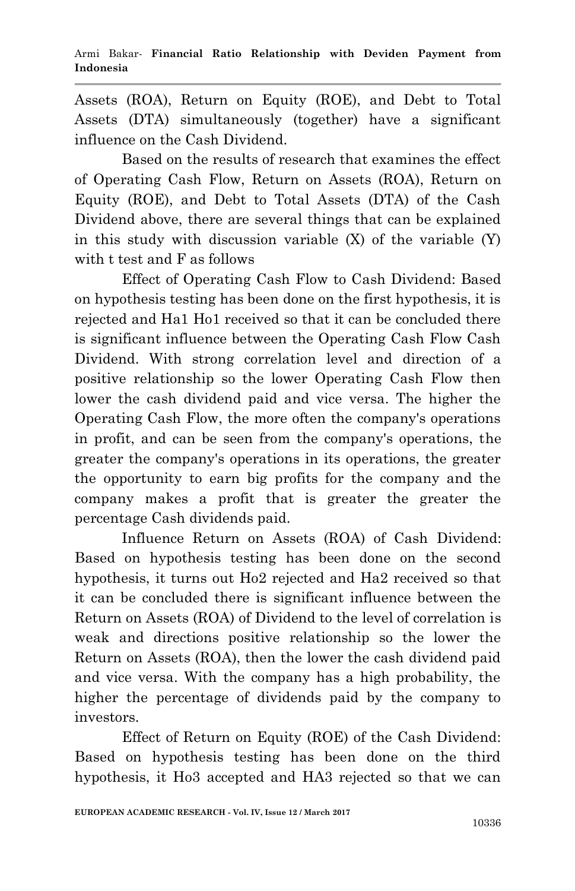Assets (ROA), Return on Equity (ROE), and Debt to Total Assets (DTA) simultaneously (together) have a significant influence on the Cash Dividend.

Based on the results of research that examines the effect of Operating Cash Flow, Return on Assets (ROA), Return on Equity (ROE), and Debt to Total Assets (DTA) of the Cash Dividend above, there are several things that can be explained in this study with discussion variable (X) of the variable (Y) with t test and F as follows

Effect of Operating Cash Flow to Cash Dividend: Based on hypothesis testing has been done on the first hypothesis, it is rejected and Ha1 Ho1 received so that it can be concluded there is significant influence between the Operating Cash Flow Cash Dividend. With strong correlation level and direction of a positive relationship so the lower Operating Cash Flow then lower the cash dividend paid and vice versa. The higher the Operating Cash Flow, the more often the company's operations in profit, and can be seen from the company's operations, the greater the company's operations in its operations, the greater the opportunity to earn big profits for the company and the company makes a profit that is greater the greater the percentage Cash dividends paid.

Influence Return on Assets (ROA) of Cash Dividend: Based on hypothesis testing has been done on the second hypothesis, it turns out Ho2 rejected and Ha2 received so that it can be concluded there is significant influence between the Return on Assets (ROA) of Dividend to the level of correlation is weak and directions positive relationship so the lower the Return on Assets (ROA), then the lower the cash dividend paid and vice versa. With the company has a high probability, the higher the percentage of dividends paid by the company to investors.

Effect of Return on Equity (ROE) of the Cash Dividend: Based on hypothesis testing has been done on the third hypothesis, it Ho3 accepted and HA3 rejected so that we can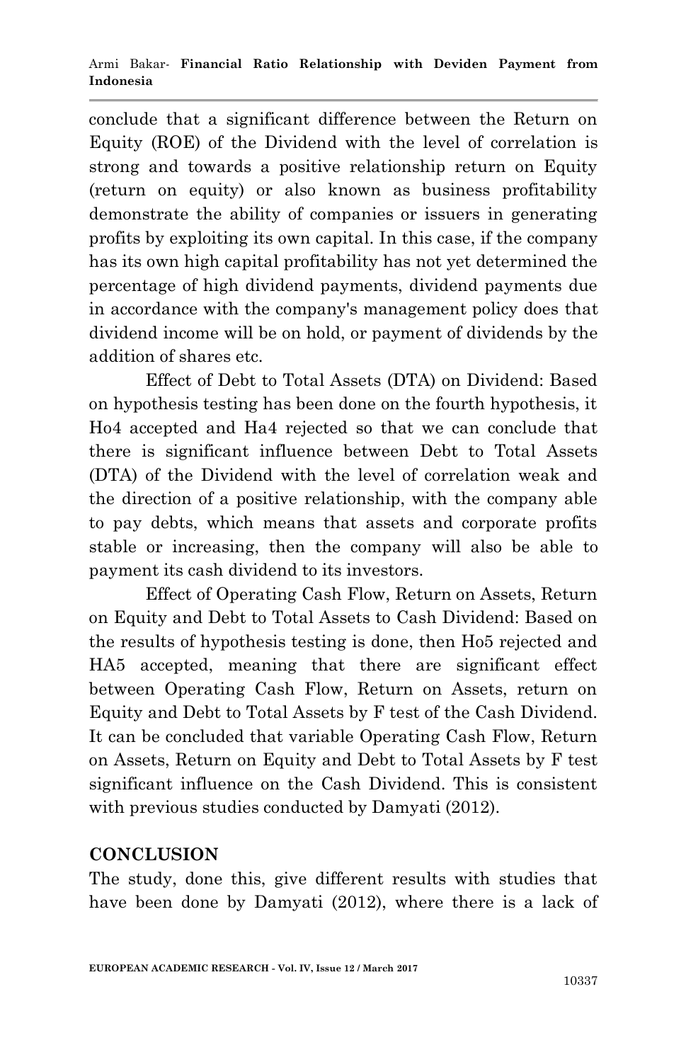conclude that a significant difference between the Return on Equity (ROE) of the Dividend with the level of correlation is strong and towards a positive relationship return on Equity (return on equity) or also known as business profitability demonstrate the ability of companies or issuers in generating profits by exploiting its own capital. In this case, if the company has its own high capital profitability has not yet determined the percentage of high dividend payments, dividend payments due in accordance with the company's management policy does that dividend income will be on hold, or payment of dividends by the addition of shares etc.

Effect of Debt to Total Assets (DTA) on Dividend: Based on hypothesis testing has been done on the fourth hypothesis, it Ho4 accepted and Ha4 rejected so that we can conclude that there is significant influence between Debt to Total Assets (DTA) of the Dividend with the level of correlation weak and the direction of a positive relationship, with the company able to pay debts, which means that assets and corporate profits stable or increasing, then the company will also be able to payment its cash dividend to its investors.

Effect of Operating Cash Flow, Return on Assets, Return on Equity and Debt to Total Assets to Cash Dividend: Based on the results of hypothesis testing is done, then Ho5 rejected and HA5 accepted, meaning that there are significant effect between Operating Cash Flow, Return on Assets, return on Equity and Debt to Total Assets by F test of the Cash Dividend. It can be concluded that variable Operating Cash Flow, Return on Assets, Return on Equity and Debt to Total Assets by F test significant influence on the Cash Dividend. This is consistent with previous studies conducted by Damyati (2012).

## CONCLUSION

The study, done this, give different results with studies that have been done by Damyati (2012), where there is a lack of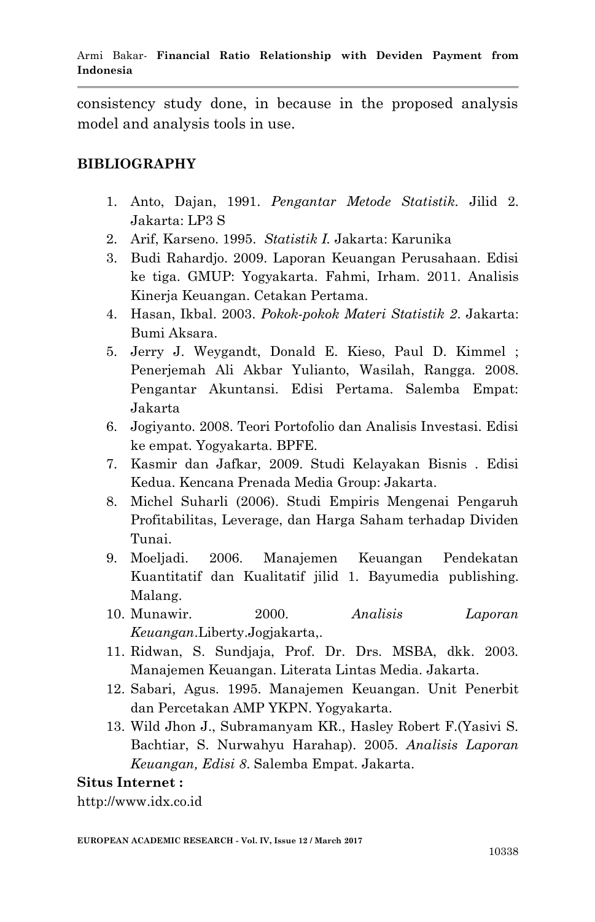consistency study done, in because in the proposed analysis model and analysis tools in use.

## BIBLIOGRAPHY

1. Anto, Dajan, 1991. *Pengantar Metode Statistik*. Jilid 2. Jakarta: LP3 S
2. Arif, Karseno. 1995. *Statistik I*. Jakarta: Karunika
3. Budi Rahardjo. 2009. Laporan Keuangan Perusahaan. Edisi ke tiga. GMUP: Yogyakarta. Fahmi, Irham. 2011. Analisis Kinerja Keuangan. Cetakan Pertama.
4. Hasan, Ikbal. 2003. *Pokok-pokok Materi Statistik 2*. Jakarta: Bumi Aksara.
5. Jerry J. Weygandt, Donald E. Kieso, Paul D. Kimmel ; Penerjemah Ali Akbar Yulianto, Wasilah, Rangga. 2008. Pengantar Akuntansi. Edisi Pertama. Salemba Empat: Jakarta
6. Jogiyanto. 2008. Teori Portofolio dan Analisis Investasi. Edisi ke empat. Yogyakarta. BPFE.
7. Kasmir dan Jafkar, 2009. Studi Kelayakan Bisnis . Edisi Kedua. Kencana Prenada Media Group: Jakarta.
8. Michel Suharli (2006). Studi Empiris Mengenai Pengaruh Profitabilitas, Leverage, dan Harga Saham terhadap Dividen Tunai.
9. Moeljadi. 2006. Manajemen Keuangan Pendekatan Kuantitatif dan Kualitatif jilid 1. Bayumedia publishing. Malang.
10. Munawir. 2000. *Analisis Laporan Keuangan*.Liberty.Jogjakarta,.
11. Ridwan, S. Sundjaja, Prof. Dr. Drs. MSBA, dkk. 2003. Manajemen Keuangan. Literata Lintas Media. Jakarta.
12. Sabari, Agus. 1995. Manajemen Keuangan. Unit Penerbit dan Percetakan AMP YKPN. Yogyakarta.
13. Wild Jhon J., Subramanyam KR., Hasley Robert F.(Yasivi S. Bachtiar, S. Nurwahyu Harahap). 2005. *Analisis Laporan Keuangan, Edisi 8*. Salemba Empat. Jakarta.

**Situs Internet :**

http://www.idx.co.id